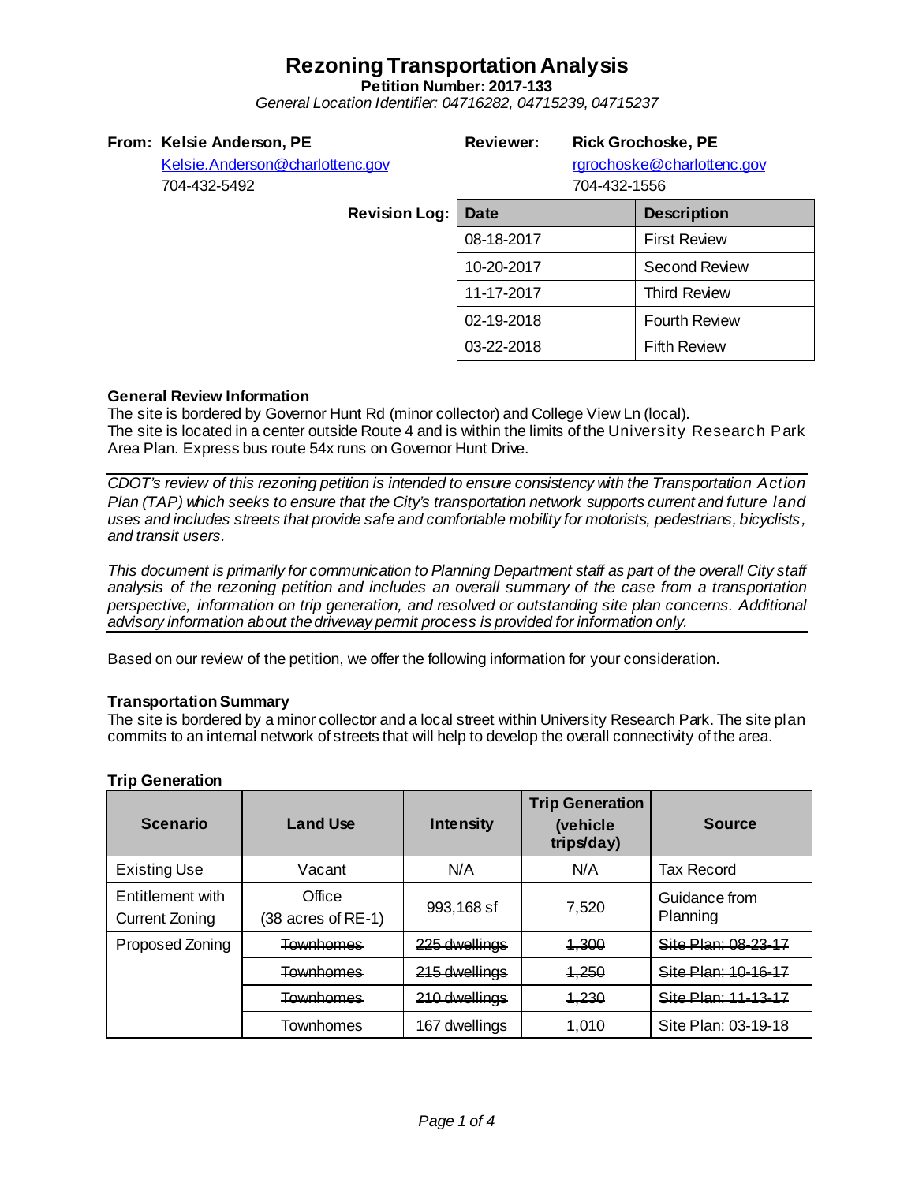# Rezoning Transportation Analysis

**Petition Number: 2017-133**

*General Location Identifier: 04716282, 04715239, 04715237*

**From: Kelsie Anderson, PE**
Kelsie.Anderson@charlottenc.gov
704-432-5492

**Reviewer: Rick Grochoske, PE**
rgrochoske@charlottenc.gov
704-432-1556

**Revision Log:**

| Date | Description |
|---|---|
| 08-18-2017 | First Review |
| 10-20-2017 | Second Review |
| 11-17-2017 | Third Review |
| 02-19-2018 | Fourth Review |
| 03-22-2018 | Fifth Review |

**General Review Information**

The site is bordered by Governor Hunt Rd (minor collector) and College View Ln (local).
The site is located in a center outside Route 4 and is within the limits of the University Research Park Area Plan. Express bus route 54x runs on Governor Hunt Drive.

*CDOT's review of this rezoning petition is intended to ensure consistency with the Transportation Action Plan (TAP) which seeks to ensure that the City's transportation network supports current and future land uses and includes streets that provide safe and comfortable mobility for motorists, pedestrians, bicyclists, and transit users.*

*This document is primarily for communication to Planning Department staff as part of the overall City staff analysis of the rezoning petition and includes an overall summary of the case from a transportation perspective, information on trip generation, and resolved or outstanding site plan concerns. Additional advisory information about the driveway permit process is provided for information only.*

Based on our review of the petition, we offer the following information for your consideration.

**Transportation Summary**

The site is bordered by a minor collector and a local street within University Research Park. The site plan commits to an internal network of streets that will help to develop the overall connectivity of the area.

**Trip Generation**

| Scenario | Land Use | Intensity | Trip Generation (vehicle trips/day) | Source |
|---|---|---|---|---|
| Existing Use | Vacant | N/A | N/A | Tax Record |
| Entitlement with Current Zoning | Office (38 acres of RE-1) | 993,168 sf | 7,520 | Guidance from Planning |
| Proposed Zoning | ~~Townhomes~~ | ~~225 dwellings~~ | ~~1,300~~ | ~~Site Plan: 08-23-17~~ |
| | ~~Townhomes~~ | ~~215 dwellings~~ | ~~1,250~~ | ~~Site Plan: 10-16-17~~ |
| | ~~Townhomes~~ | ~~210 dwellings~~ | ~~1,230~~ | ~~Site Plan: 11-13-17~~ |
| | Townhomes | 167 dwellings | 1,010 | Site Plan: 03-19-18 |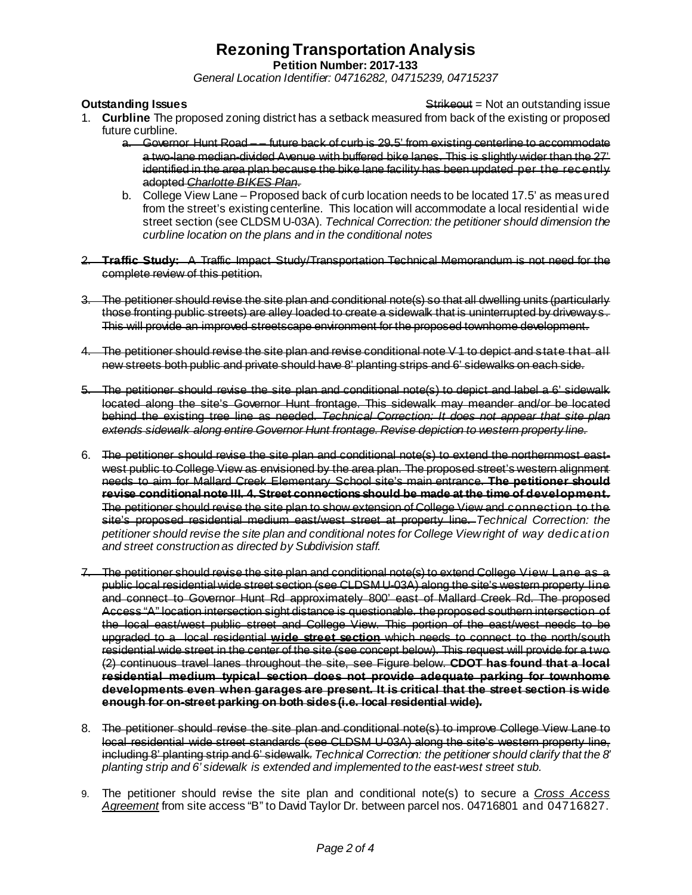# Rezoning Transportation Analysis

**Petition Number: 2017-133**

*General Location Identifier: 04716282, 04715239, 04715237*

**Outstanding Issues** ~~Strikeout~~ = Not an outstanding issue

1. **Curbline** The proposed zoning district has a setback measured from back of the existing or proposed future curbline.
   a. ~~Governor Hunt Road – – future back of curb is 29.5' from existing centerline to accommodate a two-lane median-divided Avenue with buffered bike lanes. This is slightly wider than the 27' identified in the area plan because the bike lane facility has been updated per the recently adopted *Charlotte BIKES Plan*.~~
   b. College View Lane – Proposed back of curb location needs to be located 17.5' as measured from the street's existing centerline. This location will accommodate a local residential wide street section (see CLDSM U-03A). *Technical Correction: the petitioner should dimension the curbline location on the plans and in the conditional notes*

2. ~~**Traffic Study:** A Traffic Impact Study/Transportation Technical Memorandum is not need for the complete review of this petition.~~

3. ~~The petitioner should revise the site plan and conditional note(s) so that all dwelling units (particularly those fronting public streets) are alley loaded to create a sidewalk that is uninterrupted by driveways. This will provide an improved streetscape environment for the proposed townhome development.~~

4. ~~The petitioner should revise the site plan and revise conditional note V 1 to depict and state that all new streets both public and private should have 8' planting strips and 6' sidewalks on each side.~~

5. ~~The petitioner should revise the site plan and conditional note(s) to depict and label a 6' sidewalk located along the site's Governor Hunt frontage. This sidewalk may meander and/or be located behind the existing tree line as needed. *Technical Correction: It does not appear that site plan extends sidewalk along entire Governor Hunt frontage. Revise depiction to western property line.*~~

6. ~~The petitioner should revise the site plan and conditional note(s) to extend the northernmost east-west public to College View as envisioned by the area plan. The proposed street's western alignment needs to aim for Mallard Creek Elementary School site's main entrance. **The petitioner should revise conditional note III. 4. Street connections should be made at the time of development.** The petitioner should revise the site plan to show extension of College View and connection to the site's proposed residential medium east/west street at property line.~~ *Technical Correction: the petitioner should revise the site plan and conditional notes for College View right of way dedication and street construction as directed by Subdivision staff.*

7. ~~The petitioner should revise the site plan and conditional note(s) to extend College View Lane as a public local residential wide street section (see CLDSM U-03A) along the site's western property line and connect to Governor Hunt Rd approximately 800' east of Mallard Creek Rd. The proposed Access "A" location intersection sight distance is questionable. the proposed southern intersection of the local east/west public street and College View. This portion of the east/west needs to be upgraded to a local residential **wide street section** which needs to connect to the north/south residential wide street in the center of the site (see concept below). This request will provide for a two (2) continuous travel lanes throughout the site, see Figure below. **CDOT has found that a local residential medium typical section does not provide adequate parking for townhome developments even when garages are present. It is critical that the street section is wide enough for on-street parking on both sides (i.e. local residential wide).**~~

8. ~~The petitioner should revise the site plan and conditional note(s) to improve College View Lane to local residential wide street standards (see CLDSM U-03A) along the site's western property line, including 8' planting strip and 6' sidewalk.~~ *Technical Correction: the petitioner should clarify that the 8' planting strip and 6' sidewalk is extended and implemented to the east-west street stub.*

9. The petitioner should revise the site plan and conditional note(s) to secure a *Cross Access Agreement* from site access "B" to David Taylor Dr. between parcel nos. 04716801 and 04716827.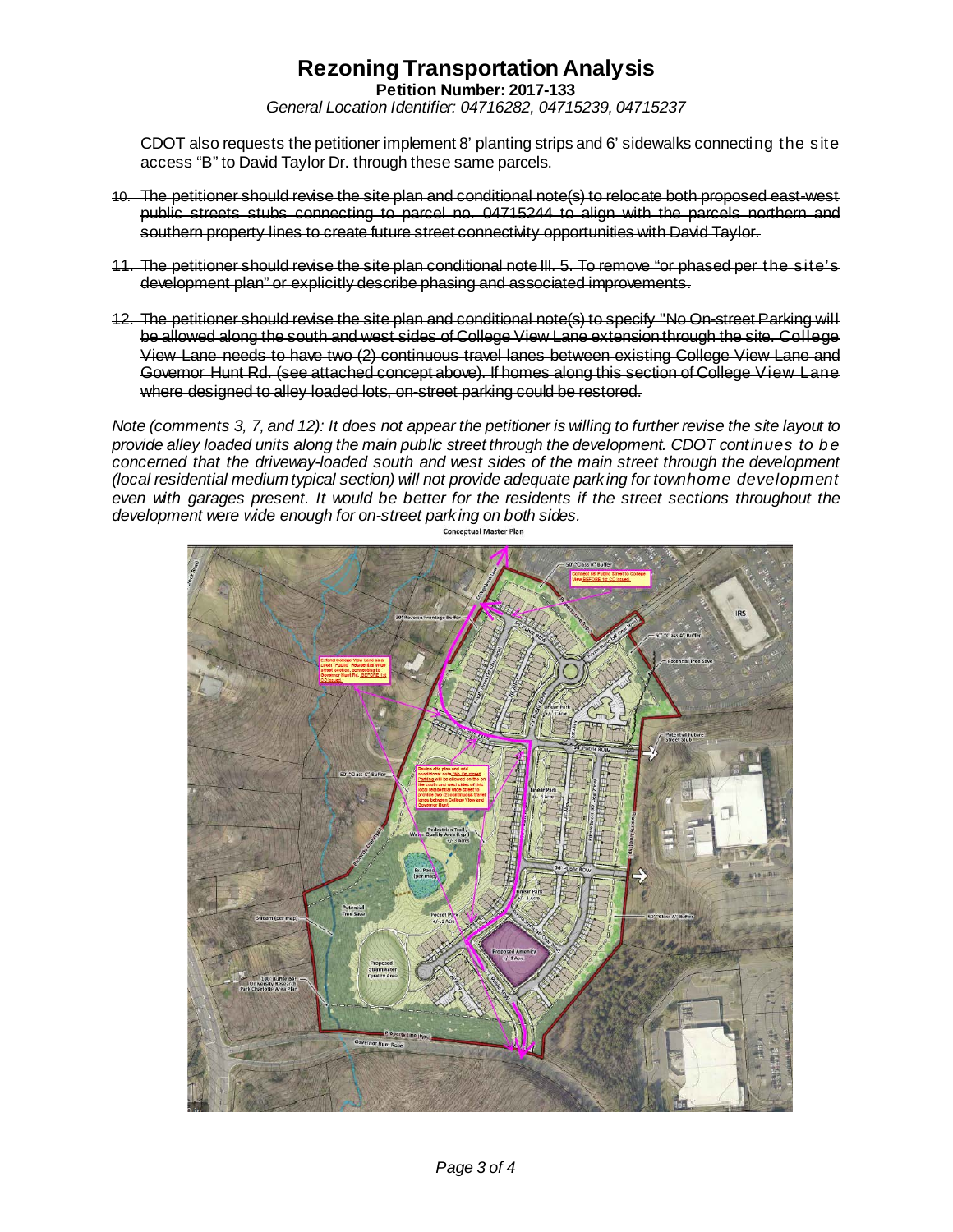# Rezoning Transportation Analysis

**Petition Number: 2017-133**

*General Location Identifier: 04716282, 04715239, 04715237*

CDOT also requests the petitioner implement 8' planting strips and 6' sidewalks connecting the site access "B" to David Taylor Dr. through these same parcels.

10. ~~The petitioner should revise the site plan and conditional note(s) to relocate both proposed east-west public streets stubs connecting to parcel no. 04715244 to align with the parcels northern and southern property lines to create future street connectivity opportunities with David Taylor.~~

11. ~~The petitioner should revise the site plan conditional note III. 5. To remove "or phased per the site's development plan" or explicitly describe phasing and associated improvements.~~

12. ~~The petitioner should revise the site plan and conditional note(s) to specify "No On-street Parking will be allowed along the south and west sides of College View Lane extension through the site. College View Lane needs to have two (2) continuous travel lanes between existing College View Lane and Governor Hunt Rd. (see attached concept above). If homes along this section of College View Lane where designed to alley loaded lots, on-street parking could be restored.~~

*Note (comments 3, 7, and 12): It does not appear the petitioner is willing to further revise the site layout to provide alley loaded units along the main public street through the development. CDOT continues to be concerned that the driveway-loaded south and west sides of the main street through the development (local residential medium typical section) will not provide adequate parking for townhome development even with garages present. It would be better for the residents if the street sections throughout the development were wide enough for on-street parking on both sides.*

**Conceptual Master Plan**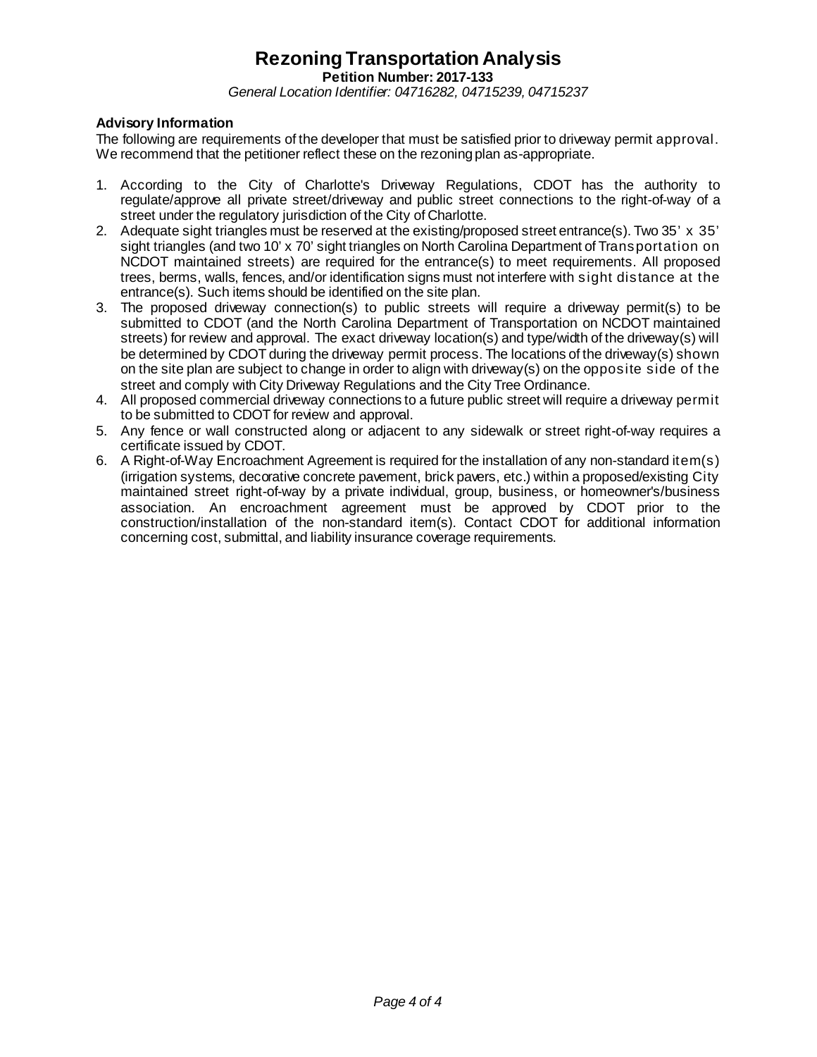# Rezoning Transportation Analysis

**Petition Number: 2017-133**

*General Location Identifier: 04716282, 04715239, 04715237*

### Advisory Information

The following are requirements of the developer that must be satisfied prior to driveway permit approval. We recommend that the petitioner reflect these on the rezoning plan as-appropriate.

1. According to the City of Charlotte's Driveway Regulations, CDOT has the authority to regulate/approve all private street/driveway and public street connections to the right-of-way of a street under the regulatory jurisdiction of the City of Charlotte.
2. Adequate sight triangles must be reserved at the existing/proposed street entrance(s). Two 35' x 35' sight triangles (and two 10' x 70' sight triangles on North Carolina Department of Transportation on NCDOT maintained streets) are required for the entrance(s) to meet requirements. All proposed trees, berms, walls, fences, and/or identification signs must not interfere with sight distance at the entrance(s). Such items should be identified on the site plan.
3. The proposed driveway connection(s) to public streets will require a driveway permit(s) to be submitted to CDOT (and the North Carolina Department of Transportation on NCDOT maintained streets) for review and approval. The exact driveway location(s) and type/width of the driveway(s) will be determined by CDOT during the driveway permit process. The locations of the driveway(s) shown on the site plan are subject to change in order to align with driveway(s) on the opposite side of the street and comply with City Driveway Regulations and the City Tree Ordinance.
4. All proposed commercial driveway connections to a future public street will require a driveway permit to be submitted to CDOT for review and approval.
5. Any fence or wall constructed along or adjacent to any sidewalk or street right-of-way requires a certificate issued by CDOT.
6. A Right-of-Way Encroachment Agreement is required for the installation of any non-standard item(s) (irrigation systems, decorative concrete pavement, brick pavers, etc.) within a proposed/existing City maintained street right-of-way by a private individual, group, business, or homeowner's/business association. An encroachment agreement must be approved by CDOT prior to the construction/installation of the non-standard item(s). Contact CDOT for additional information concerning cost, submittal, and liability insurance coverage requirements.